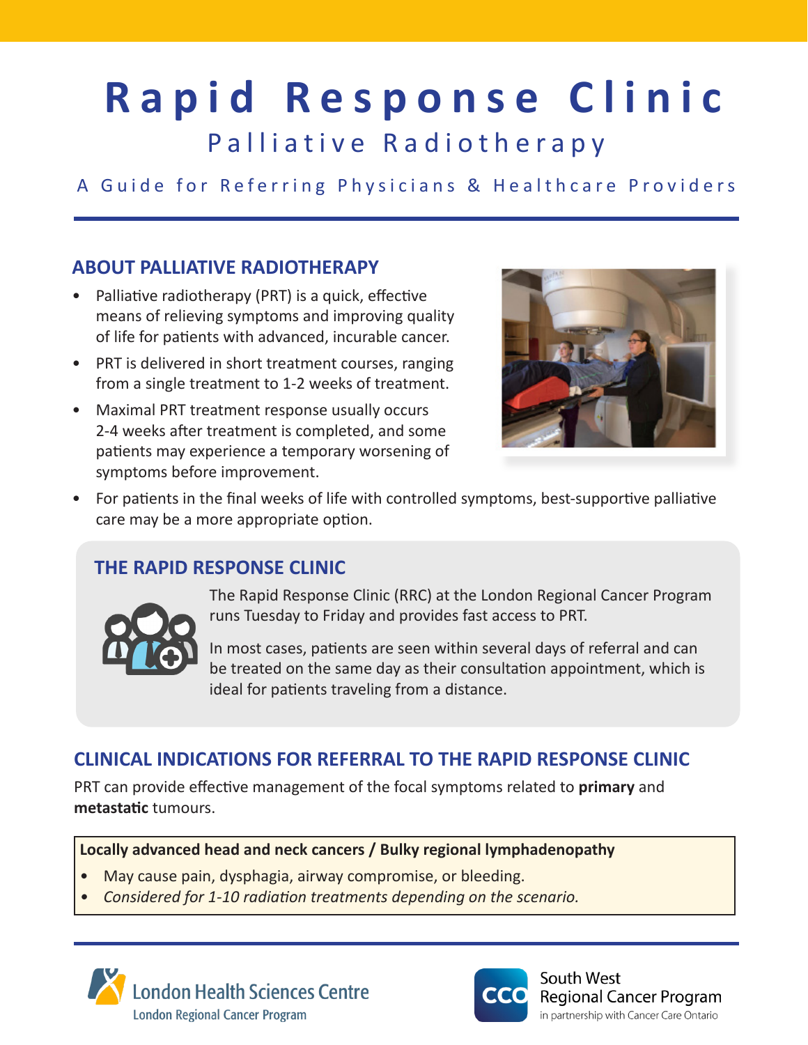# Rapid Response Clinic

## Palliative Radiotherapy

### A Guide for Referring Physicians & Healthcare Providers

## ABOUT PALLIATIVE RADIOTHERAPY

- Palliative radiotherapy (PRT) is a quick, effective means of relieving symptoms and improving quality of life for patients with advanced, incurable cancer.
- PRT is delivered in short treatment courses, ranging from a single treatment to 1-2 weeks of treatment.
- Maximal PRT treatment response usually occurs 2-4 weeks after treatment is completed, and some patients may experience a temporary worsening of symptoms before improvement.
- For patients in the final weeks of life with controlled symptoms, best-supportive palliative care may be a more appropriate option.

## THE RAPID RESPONSE CLINIC

The Rapid Response Clinic (RRC) at the London Regional Cancer Program runs Tuesday to Friday and provides fast access to PRT.

In most cases, patients are seen within several days of referral and can be treated on the same day as their consultation appointment, which is ideal for patients traveling from a distance.

## CLINICAL INDICATIONS FOR REFERRAL TO THE RAPID RESPONSE CLINIC

PRT can provide effective management of the focal symptoms related to **primary** and **metastatic** tumours.

**Locally advanced head and neck cancers / Bulky regional lymphadenopathy**

- May cause pain, dysphagia, airway compromise, or bleeding.
- *Considered for 1-10 radiation treatments depending on the scenario.*

London Health Sciences Centre – London Regional Cancer Program

South West Regional Cancer Program in partnership with Cancer Care Ontario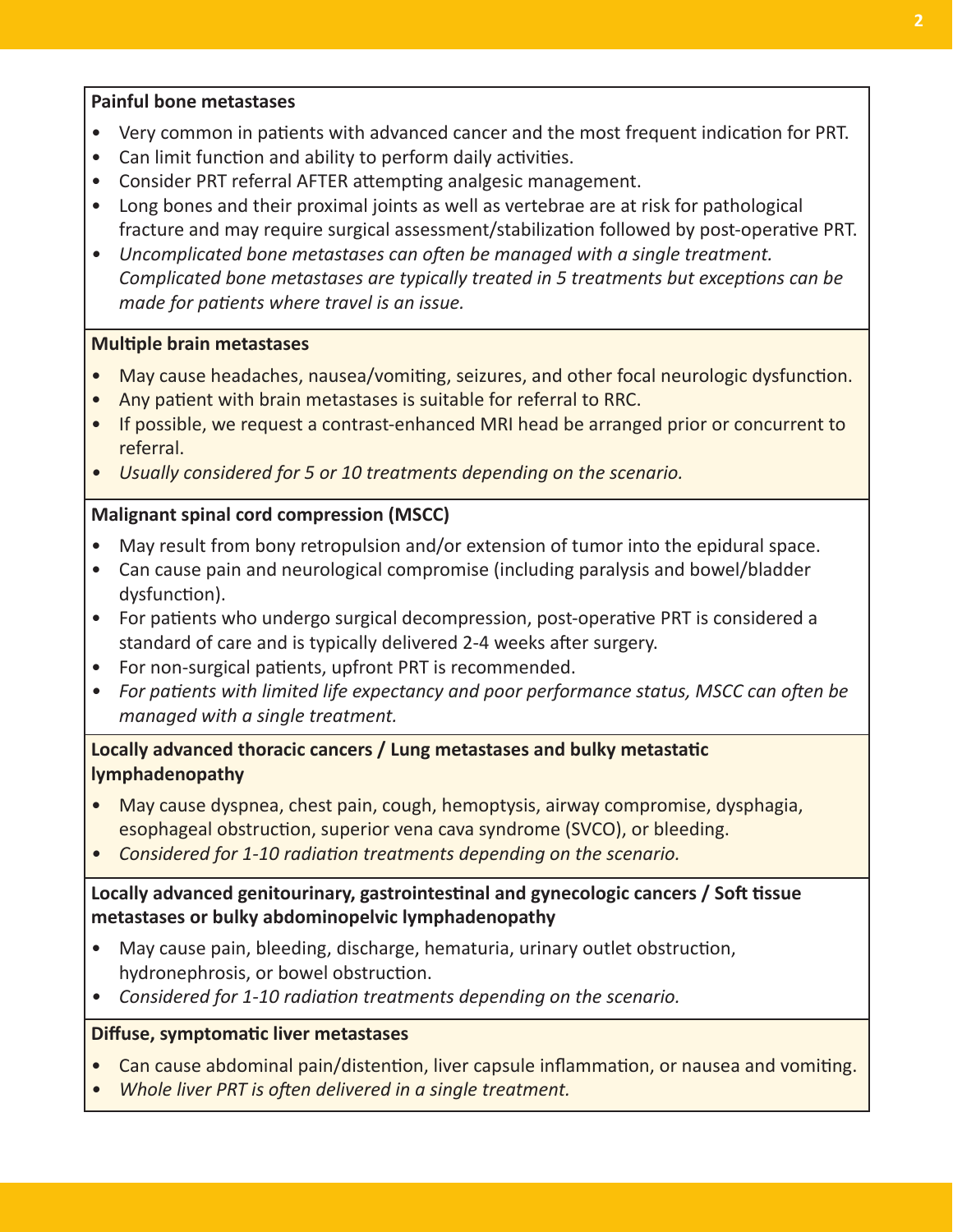**Painful bone metastases**

- Very common in patients with advanced cancer and the most frequent indication for PRT.
- Can limit function and ability to perform daily activities.
- Consider PRT referral AFTER attempting analgesic management.
- Long bones and their proximal joints as well as vertebrae are at risk for pathological fracture and may require surgical assessment/stabilization followed by post-operative PRT.
- *Uncomplicated bone metastases can often be managed with a single treatment. Complicated bone metastases are typically treated in 5 treatments but exceptions can be made for patients where travel is an issue.*

**Multiple brain metastases**

- May cause headaches, nausea/vomiting, seizures, and other focal neurologic dysfunction.
- Any patient with brain metastases is suitable for referral to RRC.
- If possible, we request a contrast-enhanced MRI head be arranged prior or concurrent to referral.
- *Usually considered for 5 or 10 treatments depending on the scenario.*

**Malignant spinal cord compression (MSCC)**

- May result from bony retropulsion and/or extension of tumor into the epidural space.
- Can cause pain and neurological compromise (including paralysis and bowel/bladder dysfunction).
- For patients who undergo surgical decompression, post-operative PRT is considered a standard of care and is typically delivered 2-4 weeks after surgery.
- For non-surgical patients, upfront PRT is recommended.
- *For patients with limited life expectancy and poor performance status, MSCC can often be managed with a single treatment.*

**Locally advanced thoracic cancers / Lung metastases and bulky metastatic lymphadenopathy**

- May cause dyspnea, chest pain, cough, hemoptysis, airway compromise, dysphagia, esophageal obstruction, superior vena cava syndrome (SVCO), or bleeding.
- *Considered for 1-10 radiation treatments depending on the scenario.*

**Locally advanced genitourinary, gastrointestinal and gynecologic cancers / Soft tissue metastases or bulky abdominopelvic lymphadenopathy**

- May cause pain, bleeding, discharge, hematuria, urinary outlet obstruction, hydronephrosis, or bowel obstruction.
- *Considered for 1-10 radiation treatments depending on the scenario.*

**Diffuse, symptomatic liver metastases**

- Can cause abdominal pain/distention, liver capsule inflammation, or nausea and vomiting.
- *Whole liver PRT is often delivered in a single treatment.*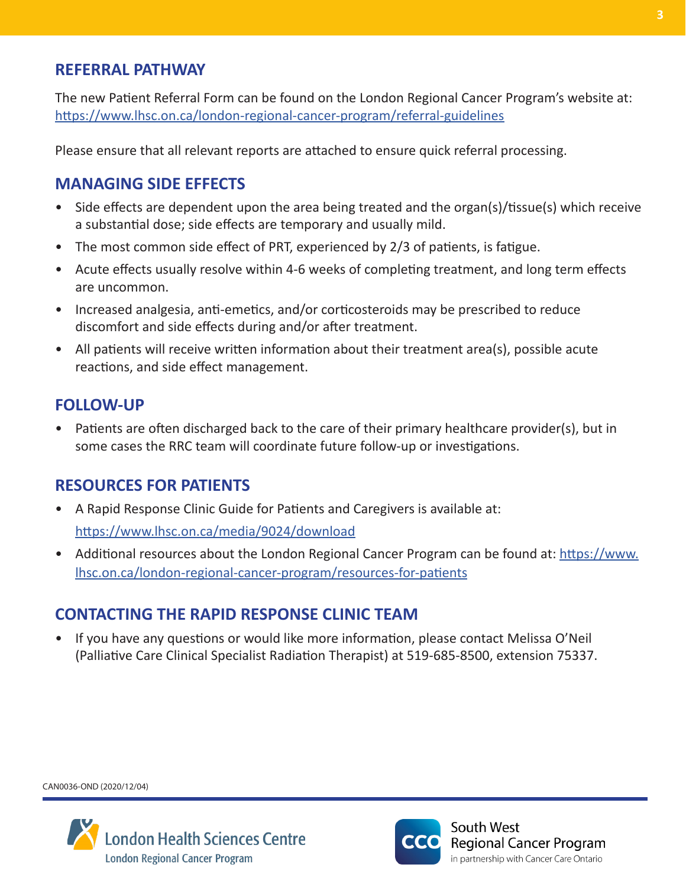## REFERRAL PATHWAY

The new Patient Referral Form can be found on the London Regional Cancer Program's website at: https://www.lhsc.on.ca/london-regional-cancer-program/referral-guidelines

Please ensure that all relevant reports are attached to ensure quick referral processing.

## MANAGING SIDE EFFECTS

- Side effects are dependent upon the area being treated and the organ(s)/tissue(s) which receive a substantial dose; side effects are temporary and usually mild.
- The most common side effect of PRT, experienced by 2/3 of patients, is fatigue.
- Acute effects usually resolve within 4-6 weeks of completing treatment, and long term effects are uncommon.
- Increased analgesia, anti-emetics, and/or corticosteroids may be prescribed to reduce discomfort and side effects during and/or after treatment.
- All patients will receive written information about their treatment area(s), possible acute reactions, and side effect management.

## FOLLOW-UP

- Patients are often discharged back to the care of their primary healthcare provider(s), but in some cases the RRC team will coordinate future follow-up or investigations.

## RESOURCES FOR PATIENTS

- A Rapid Response Clinic Guide for Patients and Caregivers is available at: https://www.lhsc.on.ca/media/9024/download
- Additional resources about the London Regional Cancer Program can be found at: https://www.lhsc.on.ca/london-regional-cancer-program/resources-for-patients

## CONTACTING THE RAPID RESPONSE CLINIC TEAM

- If you have any questions or would like more information, please contact Melissa O'Neil (Palliative Care Clinical Specialist Radiation Therapist) at 519-685-8500, extension 75337.

CAN0036-OND (2020/12/04)

London Health Sciences Centre
London Regional Cancer Program

South West Regional Cancer Program
in partnership with Cancer Care Ontario